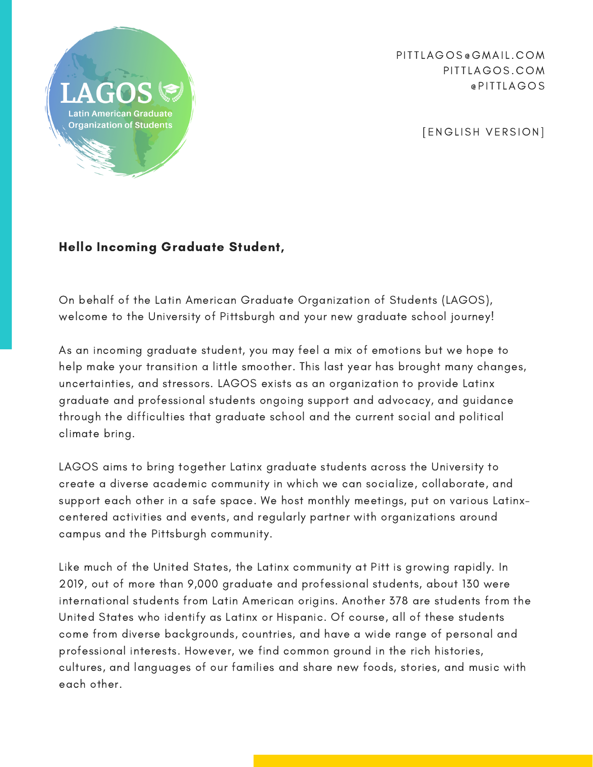LAGOS

Latin American Graduate Organization of Students

PITTLAGOS@GMAIL.COM
PITTLAGOS.COM
@PITTLAGOS

[ENGLISH VERSION]

**Hello Incoming Graduate Student,**

On behalf of the Latin American Graduate Organization of Students (LAGOS), welcome to the University of Pittsburgh and your new graduate school journey!

As an incoming graduate student, you may feel a mix of emotions but we hope to help make your transition a little smoother. This last year has brought many changes, uncertainties, and stressors. LAGOS exists as an organization to provide Latinx graduate and professional students ongoing support and advocacy, and guidance through the difficulties that graduate school and the current social and political climate bring.

LAGOS aims to bring together Latinx graduate students across the University to create a diverse academic community in which we can socialize, collaborate, and support each other in a safe space. We host monthly meetings, put on various Latinx-centered activities and events, and regularly partner with organizations around campus and the Pittsburgh community.

Like much of the United States, the Latinx community at Pitt is growing rapidly. In 2019, out of more than 9,000 graduate and professional students, about 130 were international students from Latin American origins. Another 378 are students from the United States who identify as Latinx or Hispanic. Of course, all of these students come from diverse backgrounds, countries, and have a wide range of personal and professional interests. However, we find common ground in the rich histories, cultures, and languages of our families and share new foods, stories, and music with each other.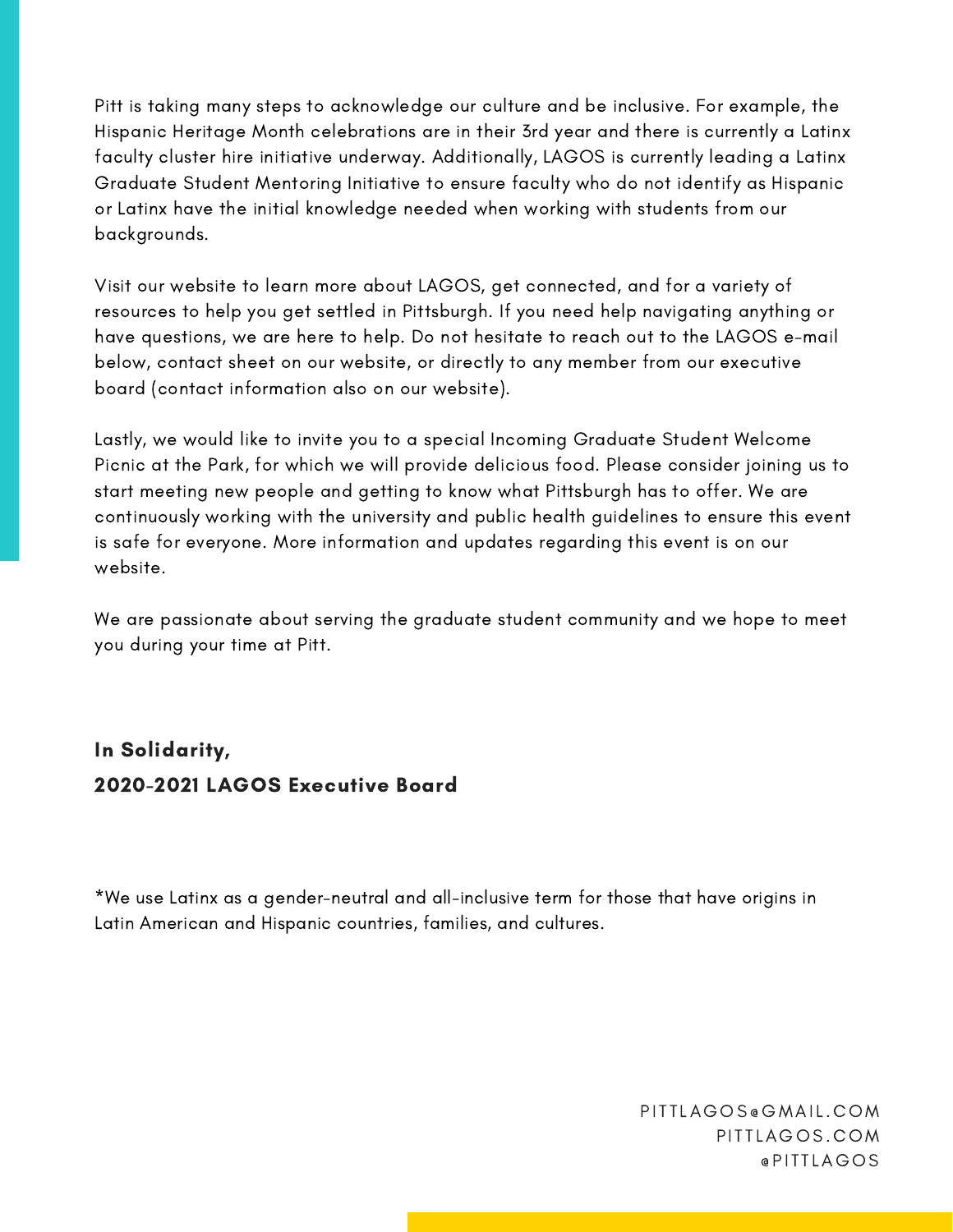Pitt is taking many steps to acknowledge our culture and be inclusive. For example, the Hispanic Heritage Month celebrations are in their 3rd year and there is currently a Latinx faculty cluster hire initiative underway. Additionally, LAGOS is currently leading a Latinx Graduate Student Mentoring Initiative to ensure faculty who do not identify as Hispanic or Latinx have the initial knowledge needed when working with students from our backgrounds.

Visit our website to learn more about LAGOS, get connected, and for a variety of resources to help you get settled in Pittsburgh. If you need help navigating anything or have questions, we are here to help. Do not hesitate to reach out to the LAGOS e-mail below, contact sheet on our website, or directly to any member from our executive board (contact information also on our website).

Lastly, we would like to invite you to a special Incoming Graduate Student Welcome Picnic at the Park, for which we will provide delicious food. Please consider joining us to start meeting new people and getting to know what Pittsburgh has to offer. We are continuously working with the university and public health guidelines to ensure this event is safe for everyone. More information and updates regarding this event is on our website.

We are passionate about serving the graduate student community and we hope to meet you during your time at Pitt.

**In Solidarity,**
**2020-2021 LAGOS Executive Board**

*We use Latinx as a gender-neutral and all-inclusive term for those that have origins in Latin American and Hispanic countries, families, and cultures.

PITTLAGOS@GMAIL.COM
PITTLAGOS.COM
@PITTLAGOS